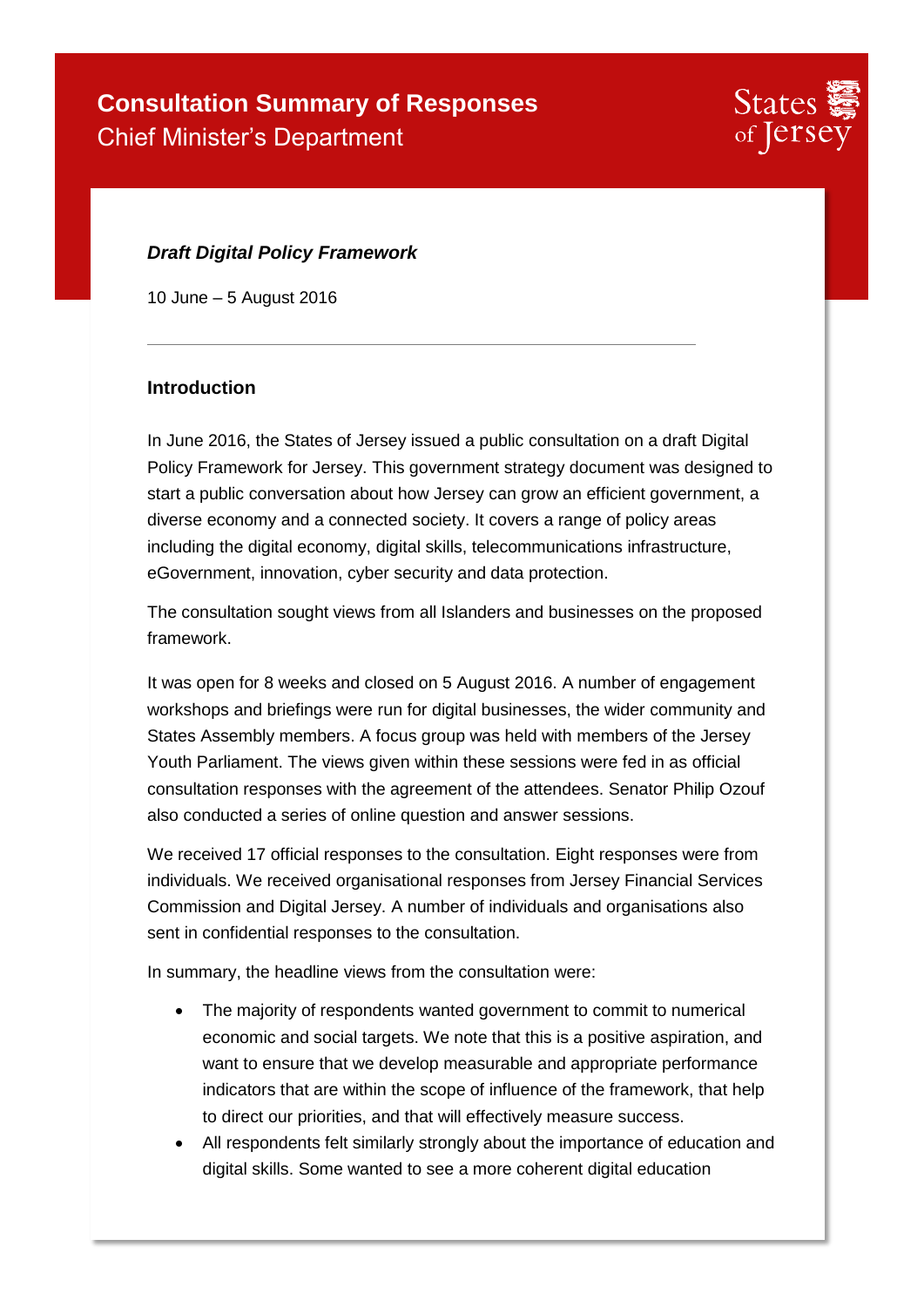# Consultation Summary of Responses

Chief Minister's Department

States of Jersey

***Draft Digital Policy Framework***

10 June – 5 August 2016

---

### Introduction

In June 2016, the States of Jersey issued a public consultation on a draft Digital Policy Framework for Jersey. This government strategy document was designed to start a public conversation about how Jersey can grow an efficient government, a diverse economy and a connected society. It covers a range of policy areas including the digital economy, digital skills, telecommunications infrastructure, eGovernment, innovation, cyber security and data protection.

The consultation sought views from all Islanders and businesses on the proposed framework.

It was open for 8 weeks and closed on 5 August 2016. A number of engagement workshops and briefings were run for digital businesses, the wider community and States Assembly members. A focus group was held with members of the Jersey Youth Parliament. The views given within these sessions were fed in as official consultation responses with the agreement of the attendees. Senator Philip Ozouf also conducted a series of online question and answer sessions.

We received 17 official responses to the consultation. Eight responses were from individuals. We received organisational responses from Jersey Financial Services Commission and Digital Jersey. A number of individuals and organisations also sent in confidential responses to the consultation.

In summary, the headline views from the consultation were:

- The majority of respondents wanted government to commit to numerical economic and social targets. We note that this is a positive aspiration, and want to ensure that we develop measurable and appropriate performance indicators that are within the scope of influence of the framework, that help to direct our priorities, and that will effectively measure success.
- All respondents felt similarly strongly about the importance of education and digital skills. Some wanted to see a more coherent digital education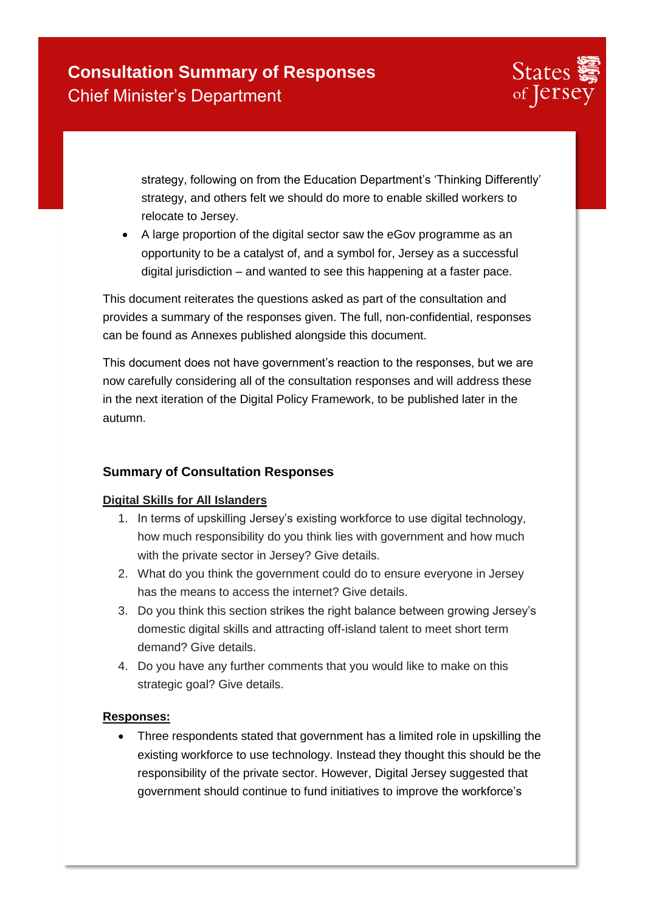strategy, following on from the Education Department's 'Thinking Differently' strategy, and others felt we should do more to enable skilled workers to relocate to Jersey.

- A large proportion of the digital sector saw the eGov programme as an opportunity to be a catalyst of, and a symbol for, Jersey as a successful digital jurisdiction – and wanted to see this happening at a faster pace.

This document reiterates the questions asked as part of the consultation and provides a summary of the responses given. The full, non-confidential, responses can be found as Annexes published alongside this document.

This document does not have government's reaction to the responses, but we are now carefully considering all of the consultation responses and will address these in the next iteration of the Digital Policy Framework, to be published later in the autumn.

### Summary of Consultation Responses

**Digital Skills for All Islanders**

1. In terms of upskilling Jersey's existing workforce to use digital technology, how much responsibility do you think lies with government and how much with the private sector in Jersey? Give details.
2. What do you think the government could do to ensure everyone in Jersey has the means to access the internet? Give details.
3. Do you think this section strikes the right balance between growing Jersey's domestic digital skills and attracting off-island talent to meet short term demand? Give details.
4. Do you have any further comments that you would like to make on this strategic goal? Give details.

**Responses:**

- Three respondents stated that government has a limited role in upskilling the existing workforce to use technology. Instead they thought this should be the responsibility of the private sector. However, Digital Jersey suggested that government should continue to fund initiatives to improve the workforce's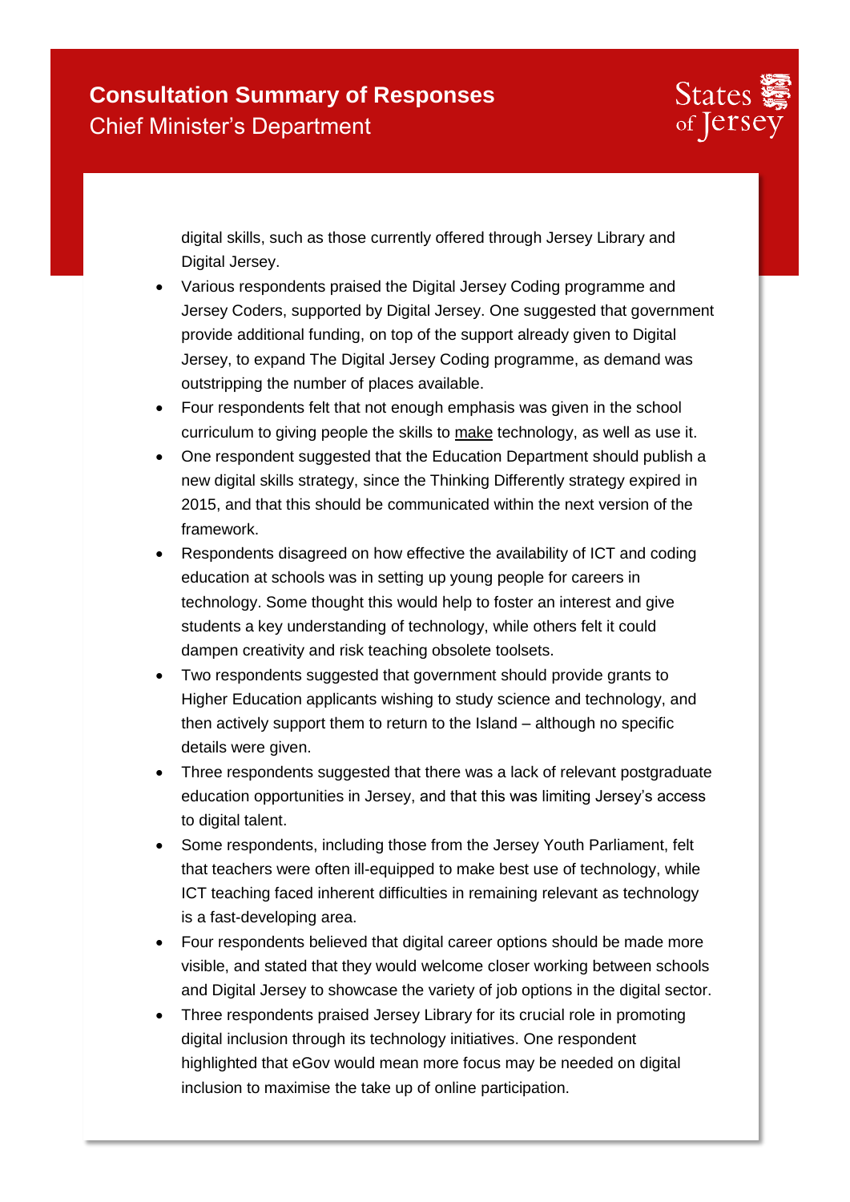digital skills, such as those currently offered through Jersey Library and Digital Jersey.

- Various respondents praised the Digital Jersey Coding programme and Jersey Coders, supported by Digital Jersey. One suggested that government provide additional funding, on top of the support already given to Digital Jersey, to expand The Digital Jersey Coding programme, as demand was outstripping the number of places available.
- Four respondents felt that not enough emphasis was given in the school curriculum to giving people the skills to <u>make</u> technology, as well as use it.
- One respondent suggested that the Education Department should publish a new digital skills strategy, since the Thinking Differently strategy expired in 2015, and that this should be communicated within the next version of the framework.
- Respondents disagreed on how effective the availability of ICT and coding education at schools was in setting up young people for careers in technology. Some thought this would help to foster an interest and give students a key understanding of technology, while others felt it could dampen creativity and risk teaching obsolete toolsets.
- Two respondents suggested that government should provide grants to Higher Education applicants wishing to study science and technology, and then actively support them to return to the Island – although no specific details were given.
- Three respondents suggested that there was a lack of relevant postgraduate education opportunities in Jersey, and that this was limiting Jersey's access to digital talent.
- Some respondents, including those from the Jersey Youth Parliament, felt that teachers were often ill-equipped to make best use of technology, while ICT teaching faced inherent difficulties in remaining relevant as technology is a fast-developing area.
- Four respondents believed that digital career options should be made more visible, and stated that they would welcome closer working between schools and Digital Jersey to showcase the variety of job options in the digital sector.
- Three respondents praised Jersey Library for its crucial role in promoting digital inclusion through its technology initiatives. One respondent highlighted that eGov would mean more focus may be needed on digital inclusion to maximise the take up of online participation.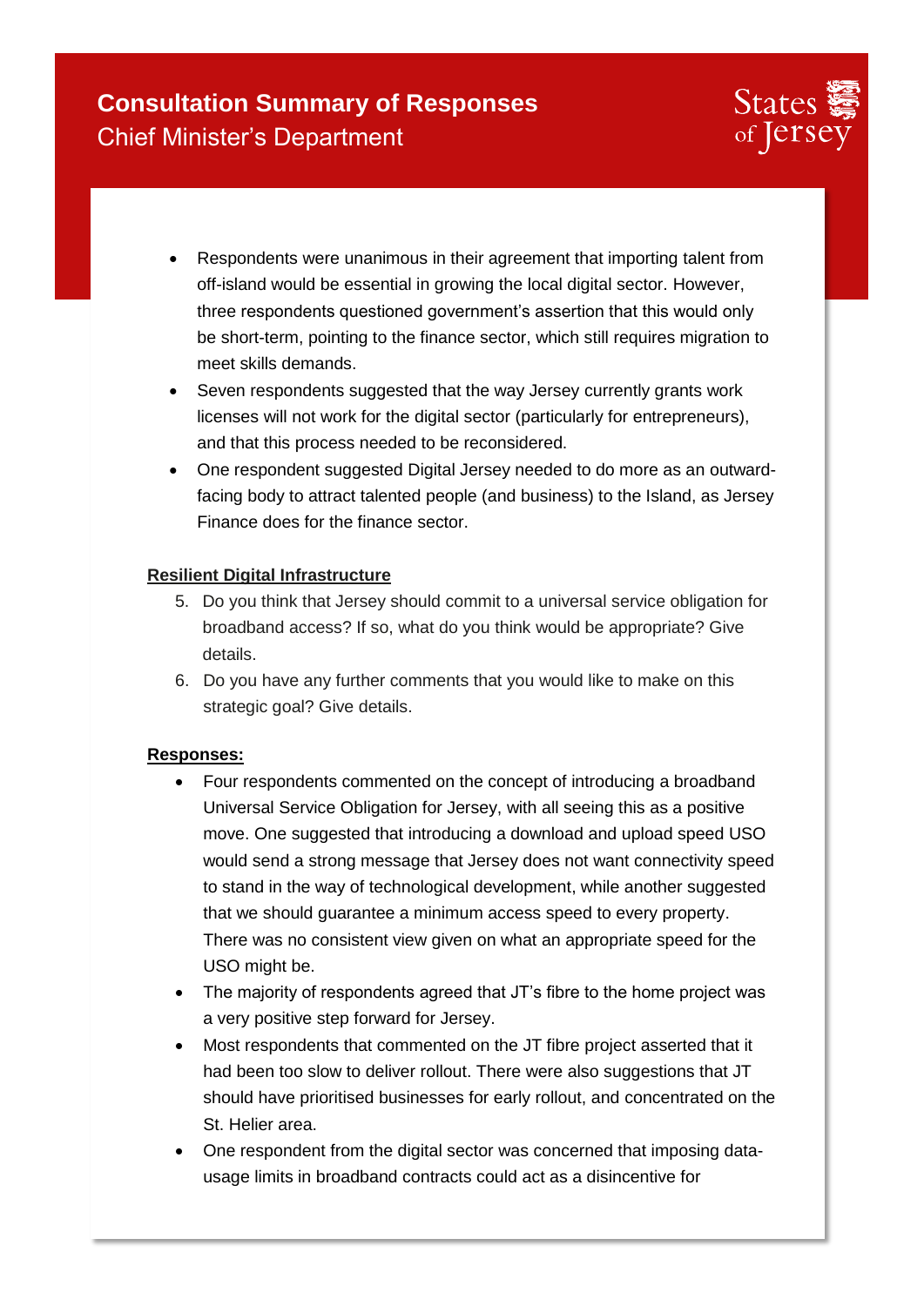- Respondents were unanimous in their agreement that importing talent from off-island would be essential in growing the local digital sector. However, three respondents questioned government's assertion that this would only be short-term, pointing to the finance sector, which still requires migration to meet skills demands.
- Seven respondents suggested that the way Jersey currently grants work licenses will not work for the digital sector (particularly for entrepreneurs), and that this process needed to be reconsidered.
- One respondent suggested Digital Jersey needed to do more as an outward-facing body to attract talented people (and business) to the Island, as Jersey Finance does for the finance sector.

**Resilient Digital Infrastructure**

5. Do you think that Jersey should commit to a universal service obligation for broadband access? If so, what do you think would be appropriate? Give details.
6. Do you have any further comments that you would like to make on this strategic goal? Give details.

**Responses:**

- Four respondents commented on the concept of introducing a broadband Universal Service Obligation for Jersey, with all seeing this as a positive move. One suggested that introducing a download and upload speed USO would send a strong message that Jersey does not want connectivity speed to stand in the way of technological development, while another suggested that we should guarantee a minimum access speed to every property. There was no consistent view given on what an appropriate speed for the USO might be.
- The majority of respondents agreed that JT's fibre to the home project was a very positive step forward for Jersey.
- Most respondents that commented on the JT fibre project asserted that it had been too slow to deliver rollout. There were also suggestions that JT should have prioritised businesses for early rollout, and concentrated on the St. Helier area.
- One respondent from the digital sector was concerned that imposing data-usage limits in broadband contracts could act as a disincentive for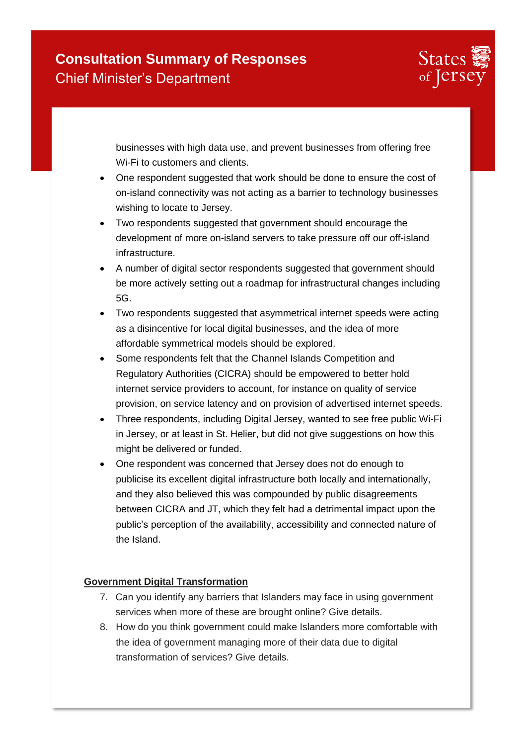businesses with high data use, and prevent businesses from offering free Wi-Fi to customers and clients.

- One respondent suggested that work should be done to ensure the cost of on-island connectivity was not acting as a barrier to technology businesses wishing to locate to Jersey.
- Two respondents suggested that government should encourage the development of more on-island servers to take pressure off our off-island infrastructure.
- A number of digital sector respondents suggested that government should be more actively setting out a roadmap for infrastructural changes including 5G.
- Two respondents suggested that asymmetrical internet speeds were acting as a disincentive for local digital businesses, and the idea of more affordable symmetrical models should be explored.
- Some respondents felt that the Channel Islands Competition and Regulatory Authorities (CICRA) should be empowered to better hold internet service providers to account, for instance on quality of service provision, on service latency and on provision of advertised internet speeds.
- Three respondents, including Digital Jersey, wanted to see free public Wi-Fi in Jersey, or at least in St. Helier, but did not give suggestions on how this might be delivered or funded.
- One respondent was concerned that Jersey does not do enough to publicise its excellent digital infrastructure both locally and internationally, and they also believed this was compounded by public disagreements between CICRA and JT, which they felt had a detrimental impact upon the public's perception of the availability, accessibility and connected nature of the Island.

## Government Digital Transformation

7. Can you identify any barriers that Islanders may face in using government services when more of these are brought online? Give details.
8. How do you think government could make Islanders more comfortable with the idea of government managing more of their data due to digital transformation of services? Give details.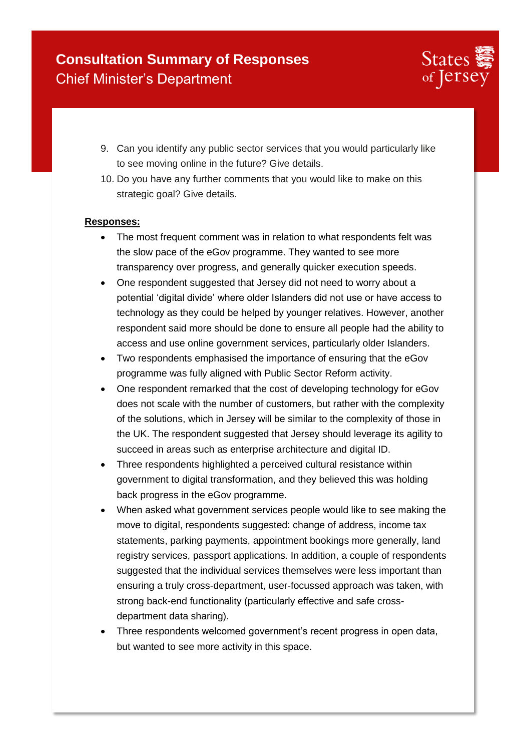9. Can you identify any public sector services that you would particularly like to see moving online in the future? Give details.
10. Do you have any further comments that you would like to make on this strategic goal? Give details.

**Responses:**

- The most frequent comment was in relation to what respondents felt was the slow pace of the eGov programme. They wanted to see more transparency over progress, and generally quicker execution speeds.
- One respondent suggested that Jersey did not need to worry about a potential 'digital divide' where older Islanders did not use or have access to technology as they could be helped by younger relatives. However, another respondent said more should be done to ensure all people had the ability to access and use online government services, particularly older Islanders.
- Two respondents emphasised the importance of ensuring that the eGov programme was fully aligned with Public Sector Reform activity.
- One respondent remarked that the cost of developing technology for eGov does not scale with the number of customers, but rather with the complexity of the solutions, which in Jersey will be similar to the complexity of those in the UK. The respondent suggested that Jersey should leverage its agility to succeed in areas such as enterprise architecture and digital ID.
- Three respondents highlighted a perceived cultural resistance within government to digital transformation, and they believed this was holding back progress in the eGov programme.
- When asked what government services people would like to see making the move to digital, respondents suggested: change of address, income tax statements, parking payments, appointment bookings more generally, land registry services, passport applications. In addition, a couple of respondents suggested that the individual services themselves were less important than ensuring a truly cross-department, user-focussed approach was taken, with strong back-end functionality (particularly effective and safe cross-department data sharing).
- Three respondents welcomed government's recent progress in open data, but wanted to see more activity in this space.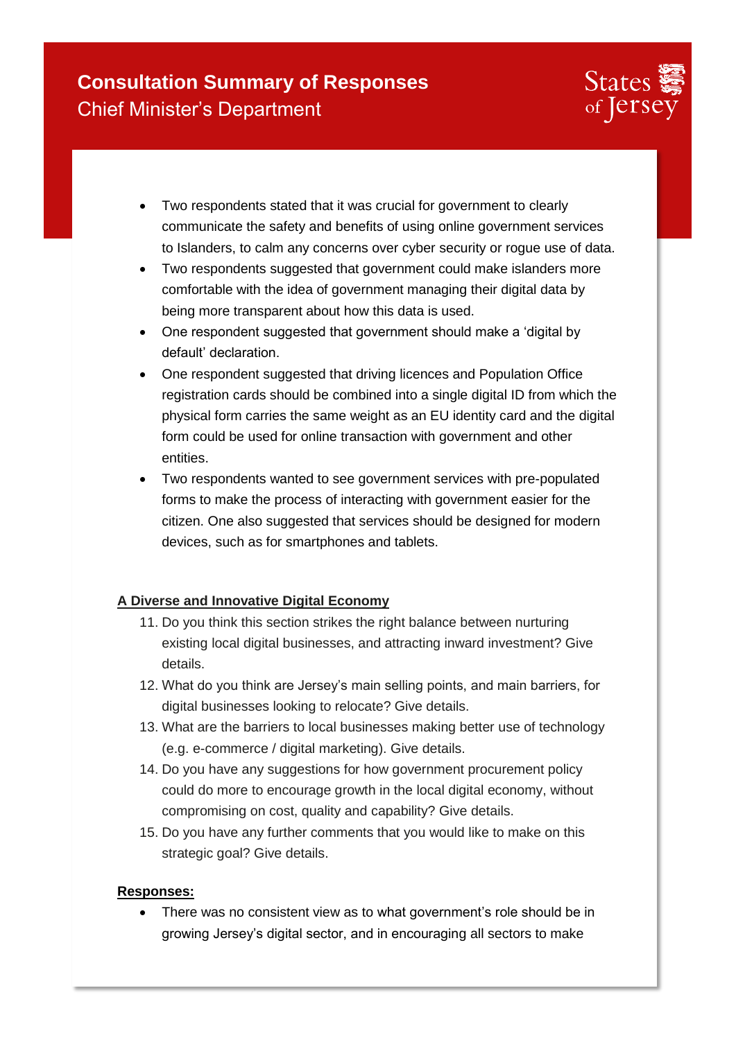- Two respondents stated that it was crucial for government to clearly communicate the safety and benefits of using online government services to Islanders, to calm any concerns over cyber security or rogue use of data.
- Two respondents suggested that government could make islanders more comfortable with the idea of government managing their digital data by being more transparent about how this data is used.
- One respondent suggested that government should make a 'digital by default' declaration.
- One respondent suggested that driving licences and Population Office registration cards should be combined into a single digital ID from which the physical form carries the same weight as an EU identity card and the digital form could be used for online transaction with government and other entities.
- Two respondents wanted to see government services with pre-populated forms to make the process of interacting with government easier for the citizen. One also suggested that services should be designed for modern devices, such as for smartphones and tablets.

**A Diverse and Innovative Digital Economy**

11. Do you think this section strikes the right balance between nurturing existing local digital businesses, and attracting inward investment? Give details.
12. What do you think are Jersey's main selling points, and main barriers, for digital businesses looking to relocate? Give details.
13. What are the barriers to local businesses making better use of technology (e.g. e-commerce / digital marketing). Give details.
14. Do you have any suggestions for how government procurement policy could do more to encourage growth in the local digital economy, without compromising on cost, quality and capability? Give details.
15. Do you have any further comments that you would like to make on this strategic goal? Give details.

**Responses:**

- There was no consistent view as to what government's role should be in growing Jersey's digital sector, and in encouraging all sectors to make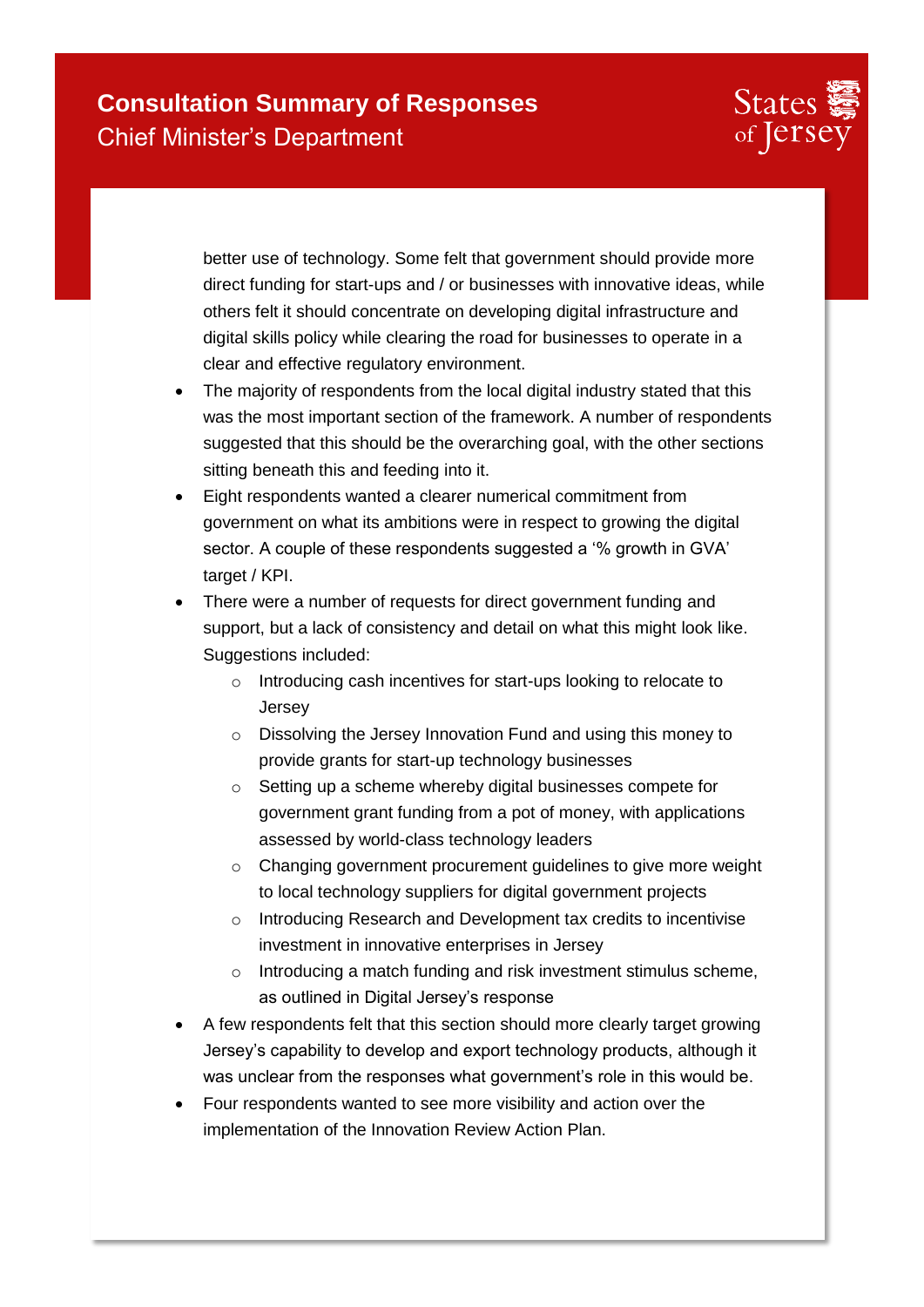better use of technology. Some felt that government should provide more direct funding for start-ups and / or businesses with innovative ideas, while others felt it should concentrate on developing digital infrastructure and digital skills policy while clearing the road for businesses to operate in a clear and effective regulatory environment.

- The majority of respondents from the local digital industry stated that this was the most important section of the framework. A number of respondents suggested that this should be the overarching goal, with the other sections sitting beneath this and feeding into it.
- Eight respondents wanted a clearer numerical commitment from government on what its ambitions were in respect to growing the digital sector. A couple of these respondents suggested a '% growth in GVA' target / KPI.
- There were a number of requests for direct government funding and support, but a lack of consistency and detail on what this might look like. Suggestions included:
    - Introducing cash incentives for start-ups looking to relocate to Jersey
    - Dissolving the Jersey Innovation Fund and using this money to provide grants for start-up technology businesses
    - Setting up a scheme whereby digital businesses compete for government grant funding from a pot of money, with applications assessed by world-class technology leaders
    - Changing government procurement guidelines to give more weight to local technology suppliers for digital government projects
    - Introducing Research and Development tax credits to incentivise investment in innovative enterprises in Jersey
    - Introducing a match funding and risk investment stimulus scheme, as outlined in Digital Jersey's response
- A few respondents felt that this section should more clearly target growing Jersey's capability to develop and export technology products, although it was unclear from the responses what government's role in this would be.
- Four respondents wanted to see more visibility and action over the implementation of the Innovation Review Action Plan.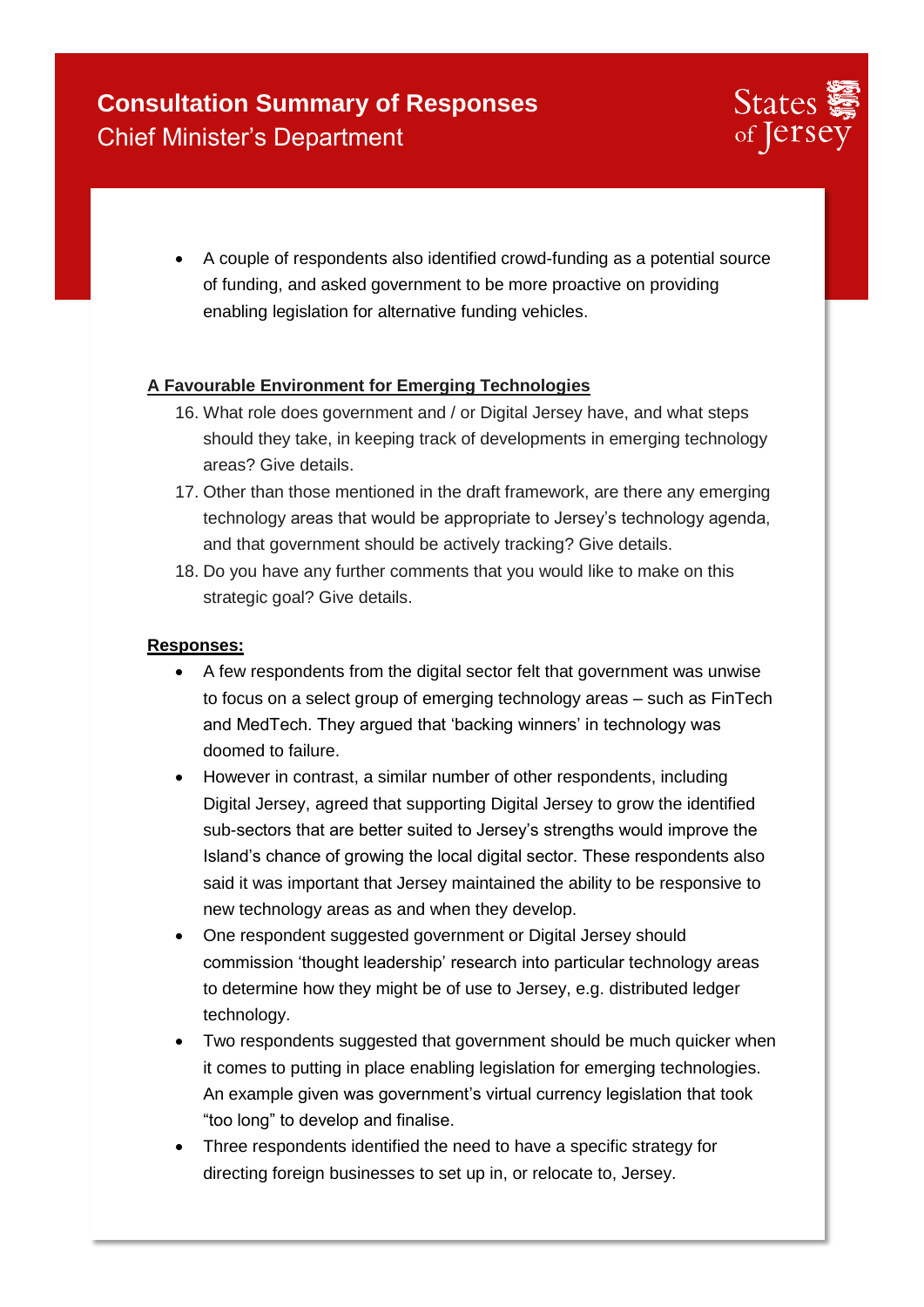- A couple of respondents also identified crowd-funding as a potential source of funding, and asked government to be more proactive on providing enabling legislation for alternative funding vehicles.

**A Favourable Environment for Emerging Technologies**

16. What role does government and / or Digital Jersey have, and what steps should they take, in keeping track of developments in emerging technology areas? Give details.
17. Other than those mentioned in the draft framework, are there any emerging technology areas that would be appropriate to Jersey's technology agenda, and that government should be actively tracking? Give details.
18. Do you have any further comments that you would like to make on this strategic goal? Give details.

**Responses:**

- A few respondents from the digital sector felt that government was unwise to focus on a select group of emerging technology areas – such as FinTech and MedTech. They argued that 'backing winners' in technology was doomed to failure.
- However in contrast, a similar number of other respondents, including Digital Jersey, agreed that supporting Digital Jersey to grow the identified sub-sectors that are better suited to Jersey's strengths would improve the Island's chance of growing the local digital sector. These respondents also said it was important that Jersey maintained the ability to be responsive to new technology areas as and when they develop.
- One respondent suggested government or Digital Jersey should commission 'thought leadership' research into particular technology areas to determine how they might be of use to Jersey, e.g. distributed ledger technology.
- Two respondents suggested that government should be much quicker when it comes to putting in place enabling legislation for emerging technologies. An example given was government's virtual currency legislation that took "too long" to develop and finalise.
- Three respondents identified the need to have a specific strategy for directing foreign businesses to set up in, or relocate to, Jersey.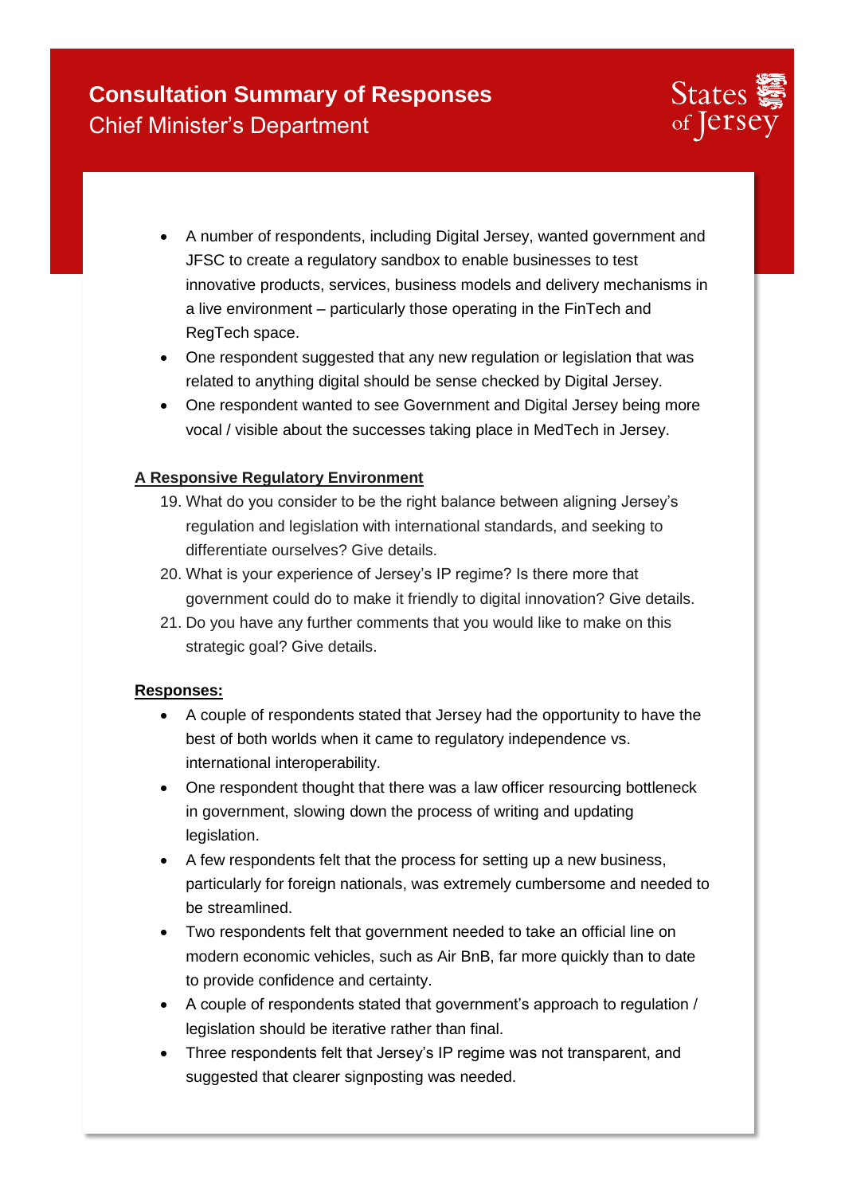- A number of respondents, including Digital Jersey, wanted government and JFSC to create a regulatory sandbox to enable businesses to test innovative products, services, business models and delivery mechanisms in a live environment – particularly those operating in the FinTech and RegTech space.
- One respondent suggested that any new regulation or legislation that was related to anything digital should be sense checked by Digital Jersey.
- One respondent wanted to see Government and Digital Jersey being more vocal / visible about the successes taking place in MedTech in Jersey.

**A Responsive Regulatory Environment**

19. What do you consider to be the right balance between aligning Jersey's regulation and legislation with international standards, and seeking to differentiate ourselves? Give details.
20. What is your experience of Jersey's IP regime? Is there more that government could do to make it friendly to digital innovation? Give details.
21. Do you have any further comments that you would like to make on this strategic goal? Give details.

**Responses:**

- A couple of respondents stated that Jersey had the opportunity to have the best of both worlds when it came to regulatory independence vs. international interoperability.
- One respondent thought that there was a law officer resourcing bottleneck in government, slowing down the process of writing and updating legislation.
- A few respondents felt that the process for setting up a new business, particularly for foreign nationals, was extremely cumbersome and needed to be streamlined.
- Two respondents felt that government needed to take an official line on modern economic vehicles, such as Air BnB, far more quickly than to date to provide confidence and certainty.
- A couple of respondents stated that government's approach to regulation / legislation should be iterative rather than final.
- Three respondents felt that Jersey's IP regime was not transparent, and suggested that clearer signposting was needed.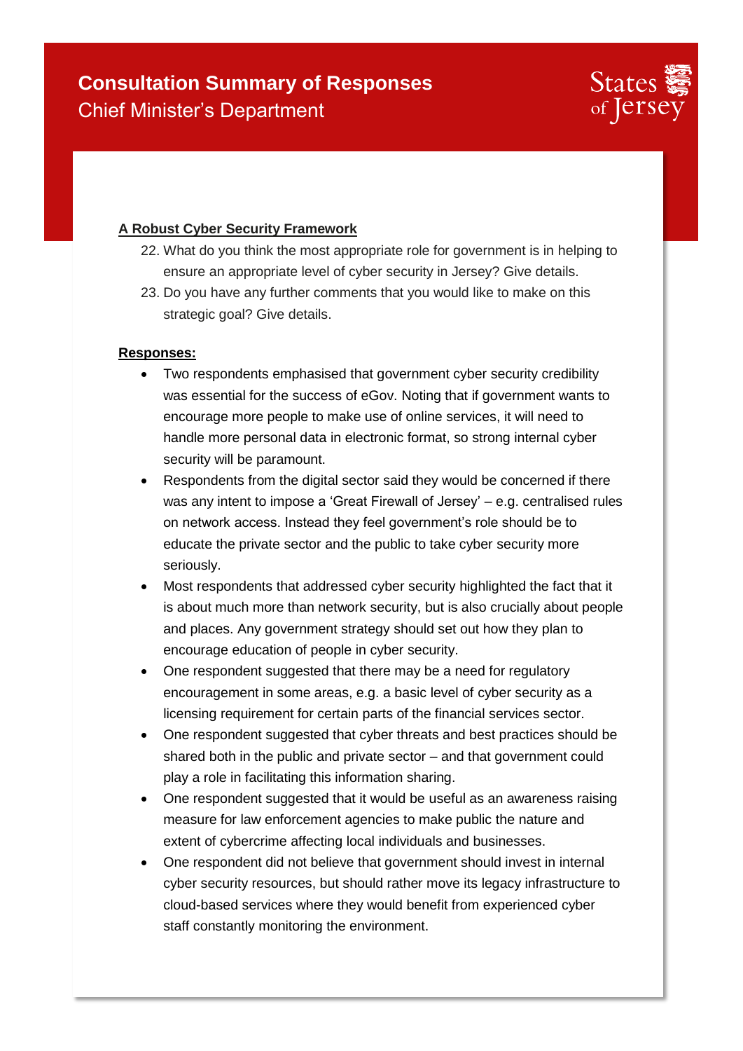**A Robust Cyber Security Framework**

22. What do you think the most appropriate role for government is in helping to ensure an appropriate level of cyber security in Jersey? Give details.
23. Do you have any further comments that you would like to make on this strategic goal? Give details.

**Responses:**

- Two respondents emphasised that government cyber security credibility was essential for the success of eGov. Noting that if government wants to encourage more people to make use of online services, it will need to handle more personal data in electronic format, so strong internal cyber security will be paramount.
- Respondents from the digital sector said they would be concerned if there was any intent to impose a 'Great Firewall of Jersey' – e.g. centralised rules on network access. Instead they feel government's role should be to educate the private sector and the public to take cyber security more seriously.
- Most respondents that addressed cyber security highlighted the fact that it is about much more than network security, but is also crucially about people and places. Any government strategy should set out how they plan to encourage education of people in cyber security.
- One respondent suggested that there may be a need for regulatory encouragement in some areas, e.g. a basic level of cyber security as a licensing requirement for certain parts of the financial services sector.
- One respondent suggested that cyber threats and best practices should be shared both in the public and private sector – and that government could play a role in facilitating this information sharing.
- One respondent suggested that it would be useful as an awareness raising measure for law enforcement agencies to make public the nature and extent of cybercrime affecting local individuals and businesses.
- One respondent did not believe that government should invest in internal cyber security resources, but should rather move its legacy infrastructure to cloud-based services where they would benefit from experienced cyber staff constantly monitoring the environment.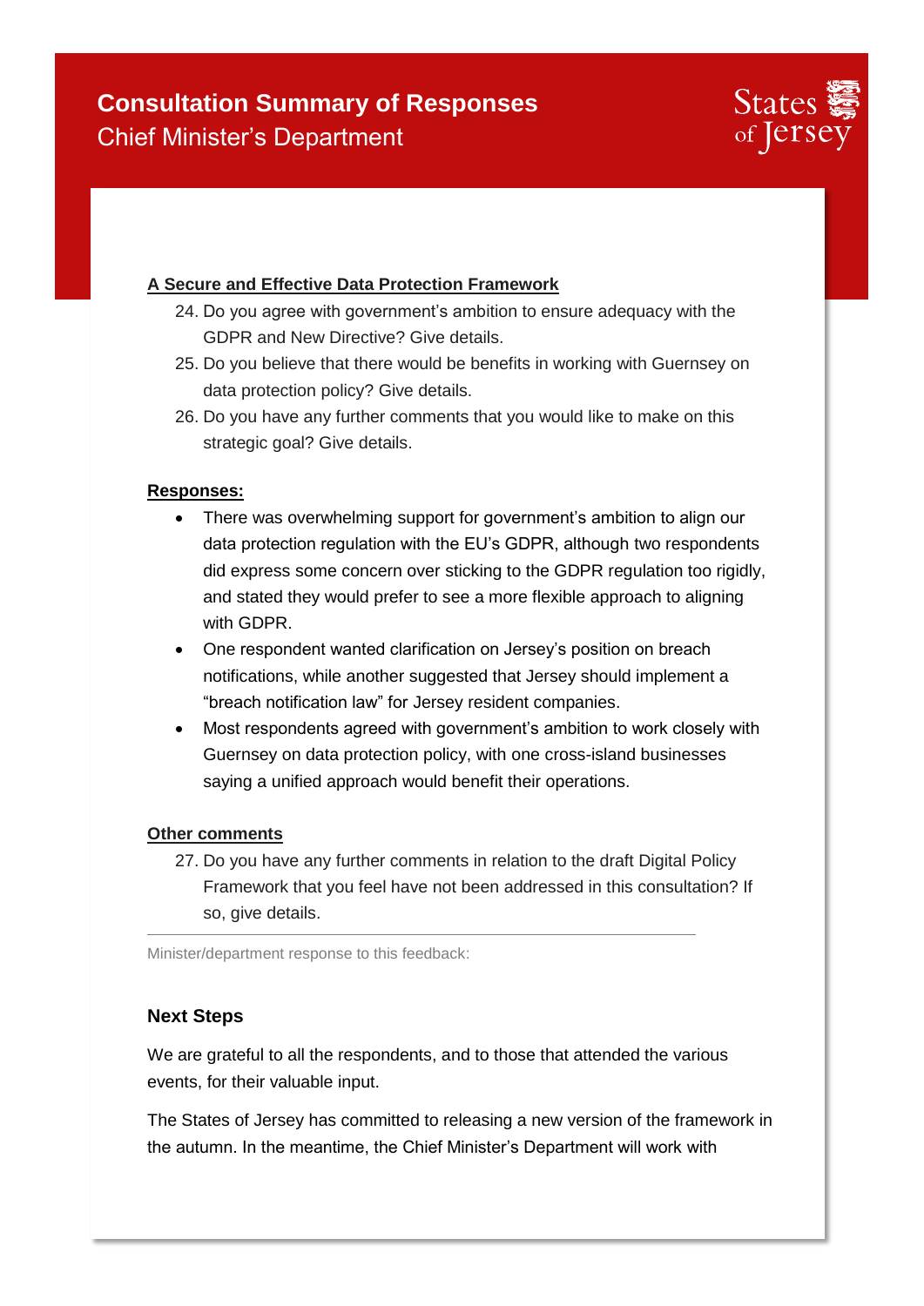**A Secure and Effective Data Protection Framework**

24. Do you agree with government's ambition to ensure adequacy with the GDPR and New Directive? Give details.
25. Do you believe that there would be benefits in working with Guernsey on data protection policy? Give details.
26. Do you have any further comments that you would like to make on this strategic goal? Give details.

**Responses:**

- There was overwhelming support for government's ambition to align our data protection regulation with the EU's GDPR, although two respondents did express some concern over sticking to the GDPR regulation too rigidly, and stated they would prefer to see a more flexible approach to aligning with GDPR.
- One respondent wanted clarification on Jersey's position on breach notifications, while another suggested that Jersey should implement a "breach notification law" for Jersey resident companies.
- Most respondents agreed with government's ambition to work closely with Guernsey on data protection policy, with one cross-island businesses saying a unified approach would benefit their operations.

**Other comments**

27. Do you have any further comments in relation to the draft Digital Policy Framework that you feel have not been addressed in this consultation? If so, give details.

---

Minister/department response to this feedback:

### Next Steps

We are grateful to all the respondents, and to those that attended the various events, for their valuable input.

The States of Jersey has committed to releasing a new version of the framework in the autumn. In the meantime, the Chief Minister's Department will work with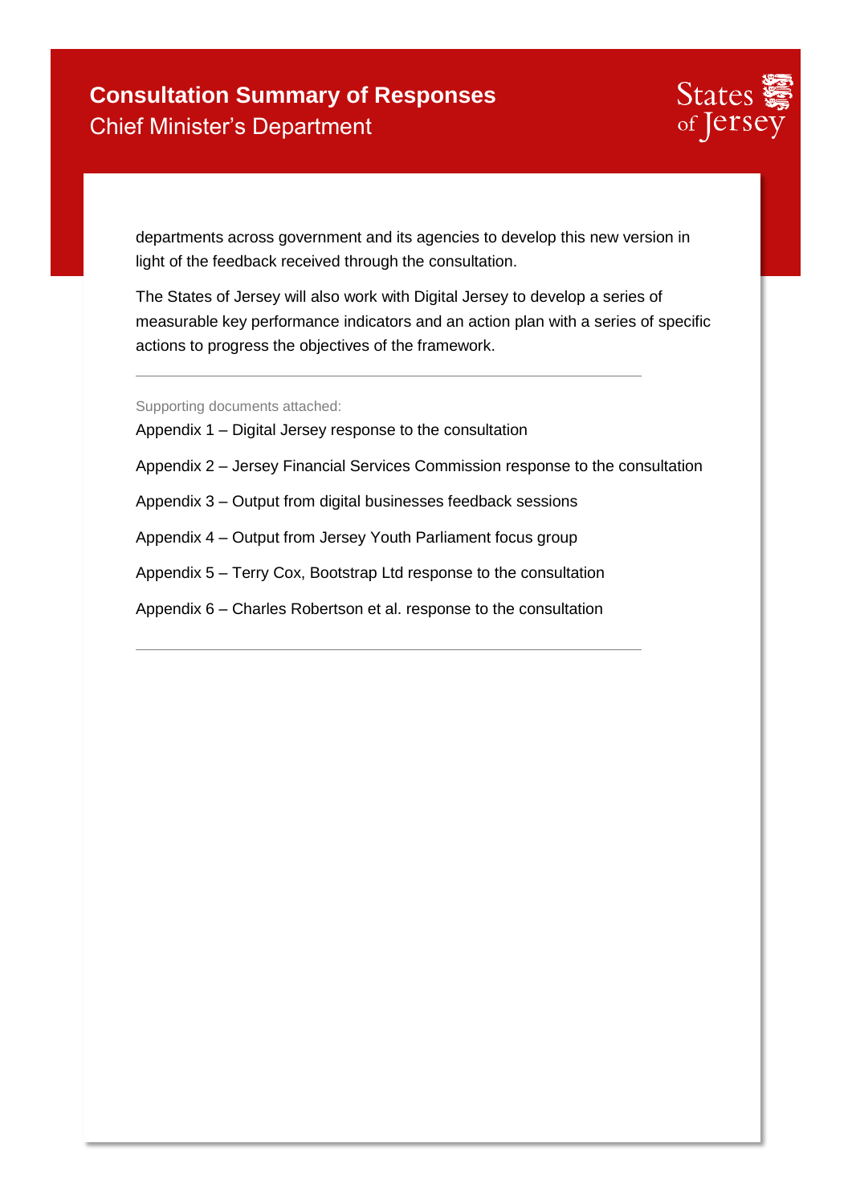departments across government and its agencies to develop this new version in light of the feedback received through the consultation.

The States of Jersey will also work with Digital Jersey to develop a series of measurable key performance indicators and an action plan with a series of specific actions to progress the objectives of the framework.

---

Supporting documents attached:

Appendix 1 – Digital Jersey response to the consultation

Appendix 2 – Jersey Financial Services Commission response to the consultation

Appendix 3 – Output from digital businesses feedback sessions

Appendix 4 – Output from Jersey Youth Parliament focus group

Appendix 5 – Terry Cox, Bootstrap Ltd response to the consultation

Appendix 6 – Charles Robertson et al. response to the consultation

---